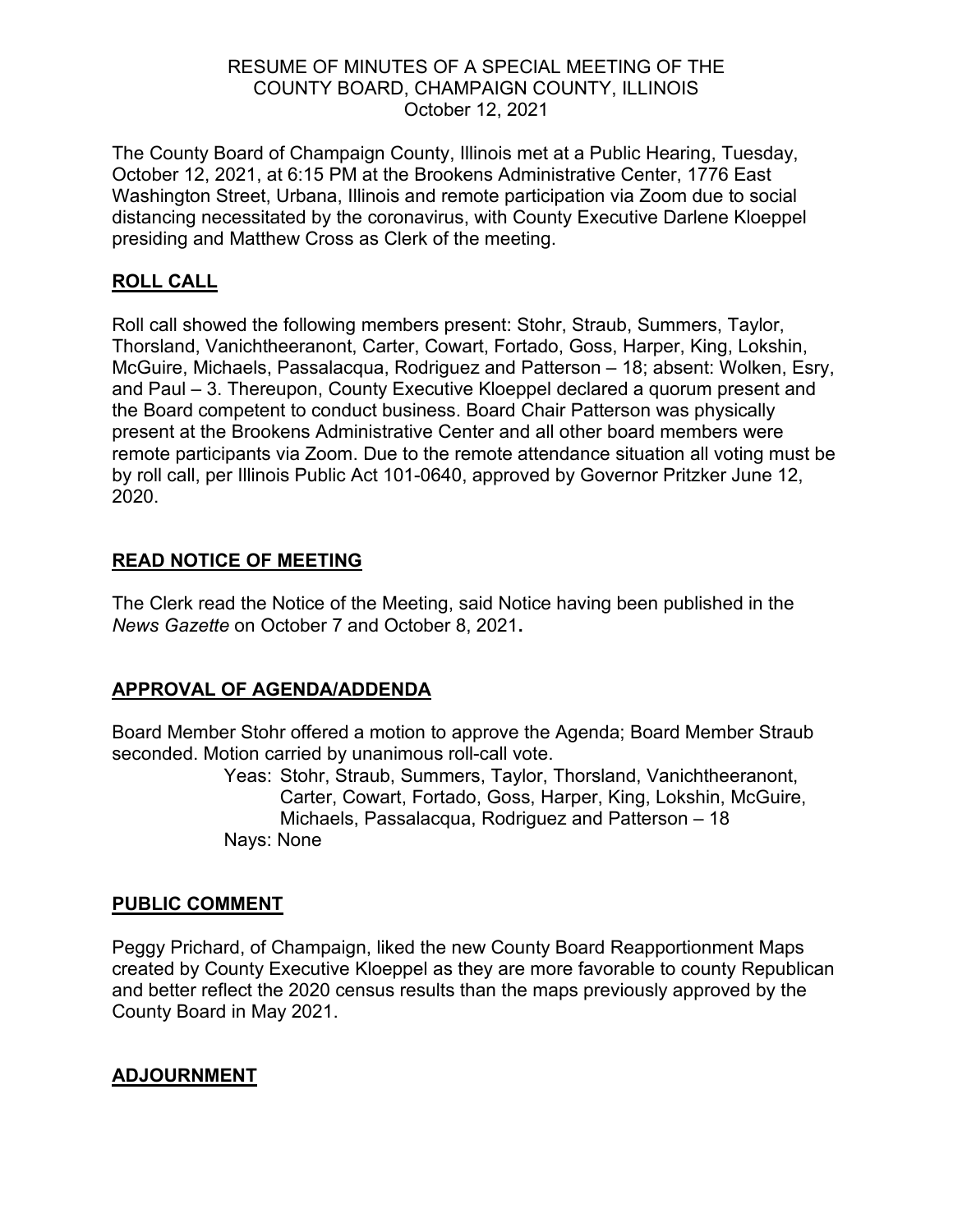RESUME OF MINUTES OF A SPECIAL MEETING OF THE
COUNTY BOARD, CHAMPAIGN COUNTY, ILLINOIS
October 12, 2021

The County Board of Champaign County, Illinois met at a Public Hearing, Tuesday, October 12, 2021, at 6:15 PM at the Brookens Administrative Center, 1776 East Washington Street, Urbana, Illinois and remote participation via Zoom due to social distancing necessitated by the coronavirus, with County Executive Darlene Kloeppel presiding and Matthew Cross as Clerk of the meeting.

## ROLL CALL

Roll call showed the following members present: Stohr, Straub, Summers, Taylor, Thorsland, Vanichtheeranont, Carter, Cowart, Fortado, Goss, Harper, King, Lokshin, McGuire, Michaels, Passalacqua, Rodriguez and Patterson – 18; absent: Wolken, Esry, and Paul – 3. Thereupon, County Executive Kloeppel declared a quorum present and the Board competent to conduct business. Board Chair Patterson was physically present at the Brookens Administrative Center and all other board members were remote participants via Zoom. Due to the remote attendance situation all voting must be by roll call, per Illinois Public Act 101-0640, approved by Governor Pritzker June 12, 2020.

## READ NOTICE OF MEETING

The Clerk read the Notice of the Meeting, said Notice having been published in the *News Gazette* on October 7 and October 8, 2021**.**

## APPROVAL OF AGENDA/ADDENDA

Board Member Stohr offered a motion to approve the Agenda; Board Member Straub seconded. Motion carried by unanimous roll-call vote.

Yeas: Stohr, Straub, Summers, Taylor, Thorsland, Vanichtheeranont, Carter, Cowart, Fortado, Goss, Harper, King, Lokshin, McGuire, Michaels, Passalacqua, Rodriguez and Patterson – 18
Nays: None

## PUBLIC COMMENT

Peggy Prichard, of Champaign, liked the new County Board Reapportionment Maps created by County Executive Kloeppel as they are more favorable to county Republican and better reflect the 2020 census results than the maps previously approved by the County Board in May 2021.

## ADJOURNMENT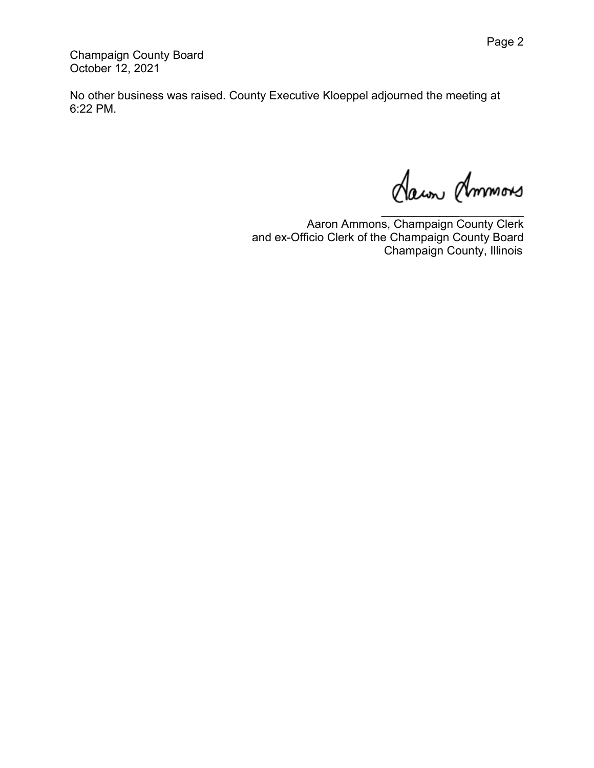Champaign County Board
October 12, 2021

No other business was raised. County Executive Kloeppel adjourned the meeting at 6:22 PM.

Aaron Ammons, Champaign County Clerk
and ex-Officio Clerk of the Champaign County Board
Champaign County, Illinois